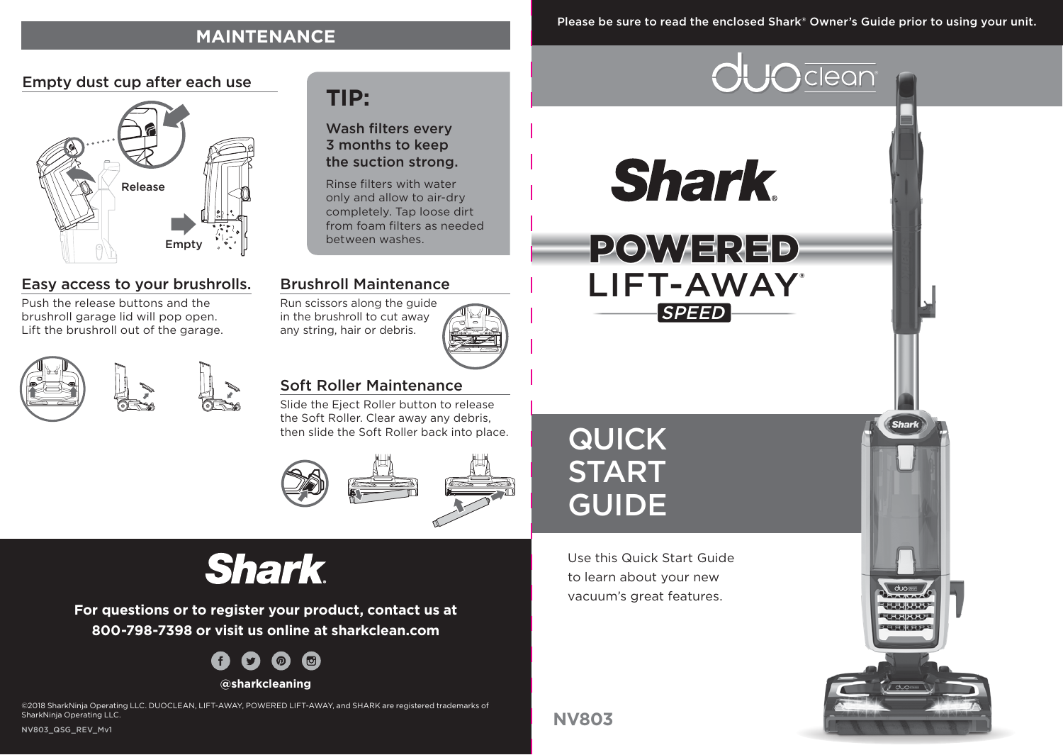## MAINTENANCE

### Empty dust cup after each use

Release

Empty

### TIP:

**Wash filters every 3 months to keep the suction strong.**

Rinse filters with water only and allow to air-dry completely. Tap loose dirt from foam filters as needed between washes.

### Easy access to your brushrolls.

Push the release buttons and the brushroll garage lid will pop open. Lift the brushroll out of the garage.

### Brushroll Maintenance

Run scissors along the guide in the brushroll to cut away any string, hair or debris.

### Soft Roller Maintenance

Slide the Eject Roller button to release the Soft Roller. Clear away any debris, then slide the Soft Roller back into place.

**Shark**

**For questions or to register your product, contact us at 800-798-7398 or visit us online at sharkclean.com**

**@sharkcleaning**

©2018 SharkNinja Operating LLC. DUOCLEAN, LIFT-AWAY, POWERED LIFT-AWAY, and SHARK are registered trademarks of SharkNinja Operating LLC.

NV803_QSG_REV_Mv1

Please be sure to read the enclosed Shark® Owner's Guide prior to using your unit.

duoclean®

# Shark®

## POWERED LIFT-AWAY® *SPEED*

# QUICK START GUIDE

Use this Quick Start Guide to learn about your new vacuum's great features.

**NV803**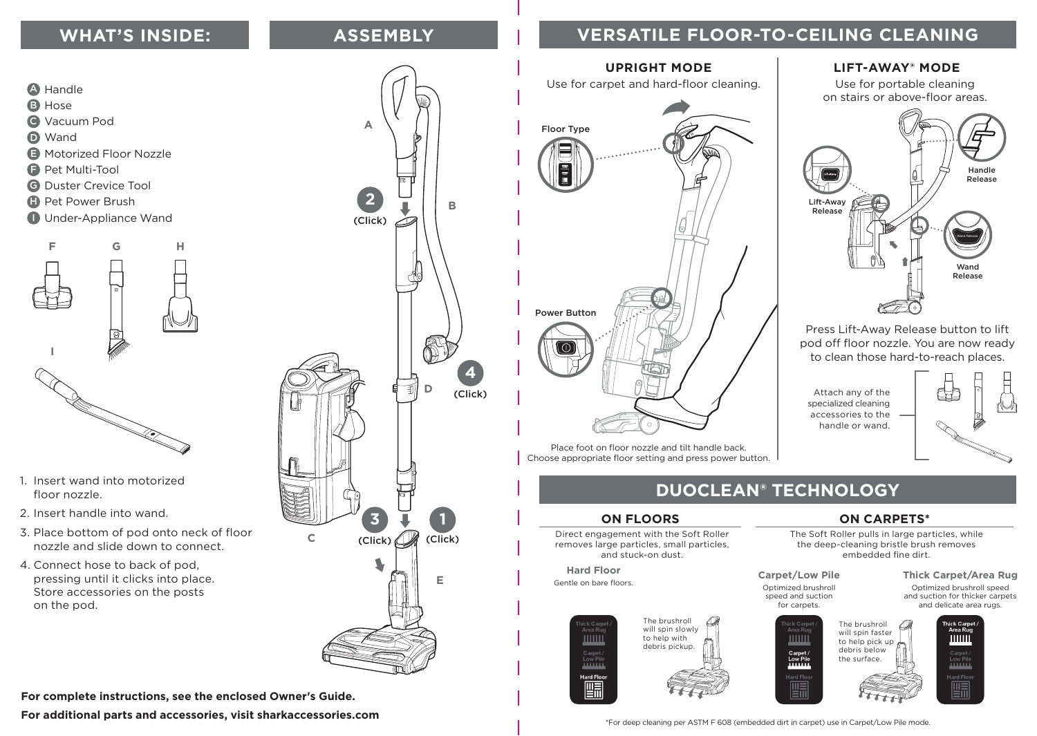## WHAT'S INSIDE:

- A Handle
- B Hose
- C Vacuum Pod
- D Wand
- E Motorized Floor Nozzle
- F Pet Multi-Tool
- G Duster Crevice Tool
- H Pet Power Brush
- I Under-Appliance Wand

## ASSEMBLY

1. Insert wand into motorized floor nozzle.
2. Insert handle into wand.
3. Place bottom of pod onto neck of floor nozzle and slide down to connect.
4. Connect hose to back of pod, pressing until it clicks into place. Store accessories on the posts on the pod.

A
B
C
D
E
1 (Click)
2 (Click)
3 (Click)
4 (Click)

**For complete instructions, see the enclosed Owner's Guide.**

**For additional parts and accessories, visit sharkaccessories.com**

## VERSATILE FLOOR-TO-CEILING CLEANING

### UPRIGHT MODE

Use for carpet and hard-floor cleaning.

Floor Type

Power Button

Place foot on floor nozzle and tilt handle back. Choose appropriate floor setting and press power button.

### LIFT-AWAY® MODE

Use for portable cleaning on stairs or above-floor areas.

Lift-Away Release

Handle Release

Wand Release

Press Lift-Away Release button to lift pod off floor nozzle. You are now ready to clean those hard-to-reach places.

Attach any of the specialized cleaning accessories to the handle or wand.

## DUOCLEAN® TECHNOLOGY

### ON FLOORS

Direct engagement with the Soft Roller removes large particles, small particles, and stuck-on dust.

**Hard Floor**

Gentle on bare floors.

Thick Carpet / Area Rug
Carpet / Low Pile
Hard Floor

The brushroll will spin slowly to help with debris pickup.

### ON CARPETS*

The Soft Roller pulls in large particles, while the deep-cleaning bristle brush removes embedded fine dirt.

**Carpet/Low Pile**

Optimized brushroll speed and suction for carpets.

Thick Carpet / Area Rug
Carpet / Low Pile
Hard Floor

The brushroll will spin faster to help pick up debris below the surface.

**Thick Carpet/Area Rug**

Optimized brushroll speed and suction for thicker carpets and delicate area rugs.

Thick Carpet / Area Rug
Carpet / Low Pile
Hard Floor

*For deep cleaning per ASTM F 608 (embedded dirt in carpet) use in Carpet/Low Pile mode.